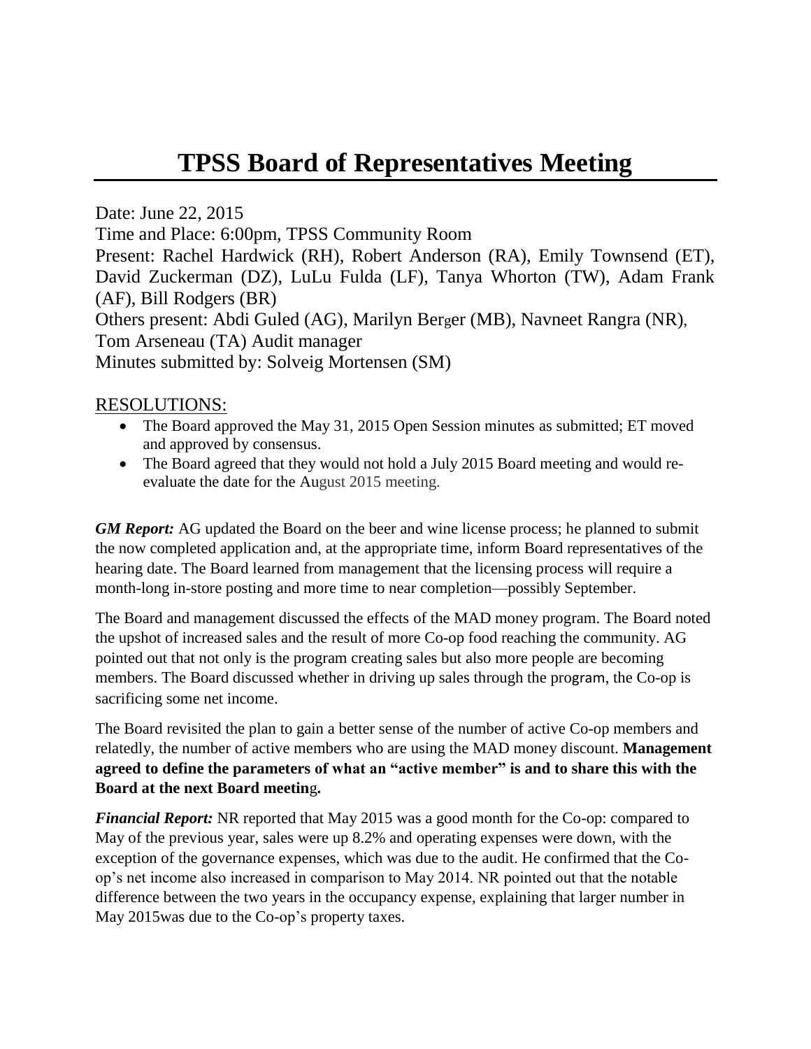# TPSS Board of Representatives Meeting

Date: June 22, 2015

Time and Place: 6:00pm, TPSS Community Room

Present: Rachel Hardwick (RH), Robert Anderson (RA), Emily Townsend (ET), David Zuckerman (DZ), LuLu Fulda (LF), Tanya Whorton (TW), Adam Frank (AF), Bill Rodgers (BR)

Others present: Abdi Guled (AG), Marilyn Berger (MB), Navneet Rangra (NR), Tom Arseneau (TA) Audit manager

Minutes submitted by: Solveig Mortensen (SM)

## RESOLUTIONS:

- The Board approved the May 31, 2015 Open Session minutes as submitted; ET moved and approved by consensus.
- The Board agreed that they would not hold a July 2015 Board meeting and would re-evaluate the date for the August 2015 meeting.

***GM Report:*** AG updated the Board on the beer and wine license process; he planned to submit the now completed application and, at the appropriate time, inform Board representatives of the hearing date. The Board learned from management that the licensing process will require a month-long in-store posting and more time to near completion—possibly September.

The Board and management discussed the effects of the MAD money program. The Board noted the upshot of increased sales and the result of more Co-op food reaching the community. AG pointed out that not only is the program creating sales but also more people are becoming members. The Board discussed whether in driving up sales through the program, the Co-op is sacrificing some net income.

The Board revisited the plan to gain a better sense of the number of active Co-op members and relatedly, the number of active members who are using the MAD money discount. **Management agreed to define the parameters of what an "active member" is and to share this with the Board at the next Board meeting.**

***Financial Report:*** NR reported that May 2015 was a good month for the Co-op: compared to May of the previous year, sales were up 8.2% and operating expenses were down, with the exception of the governance expenses, which was due to the audit. He confirmed that the Co-op's net income also increased in comparison to May 2014. NR pointed out that the notable difference between the two years in the occupancy expense, explaining that larger number in May 2015was due to the Co-op's property taxes.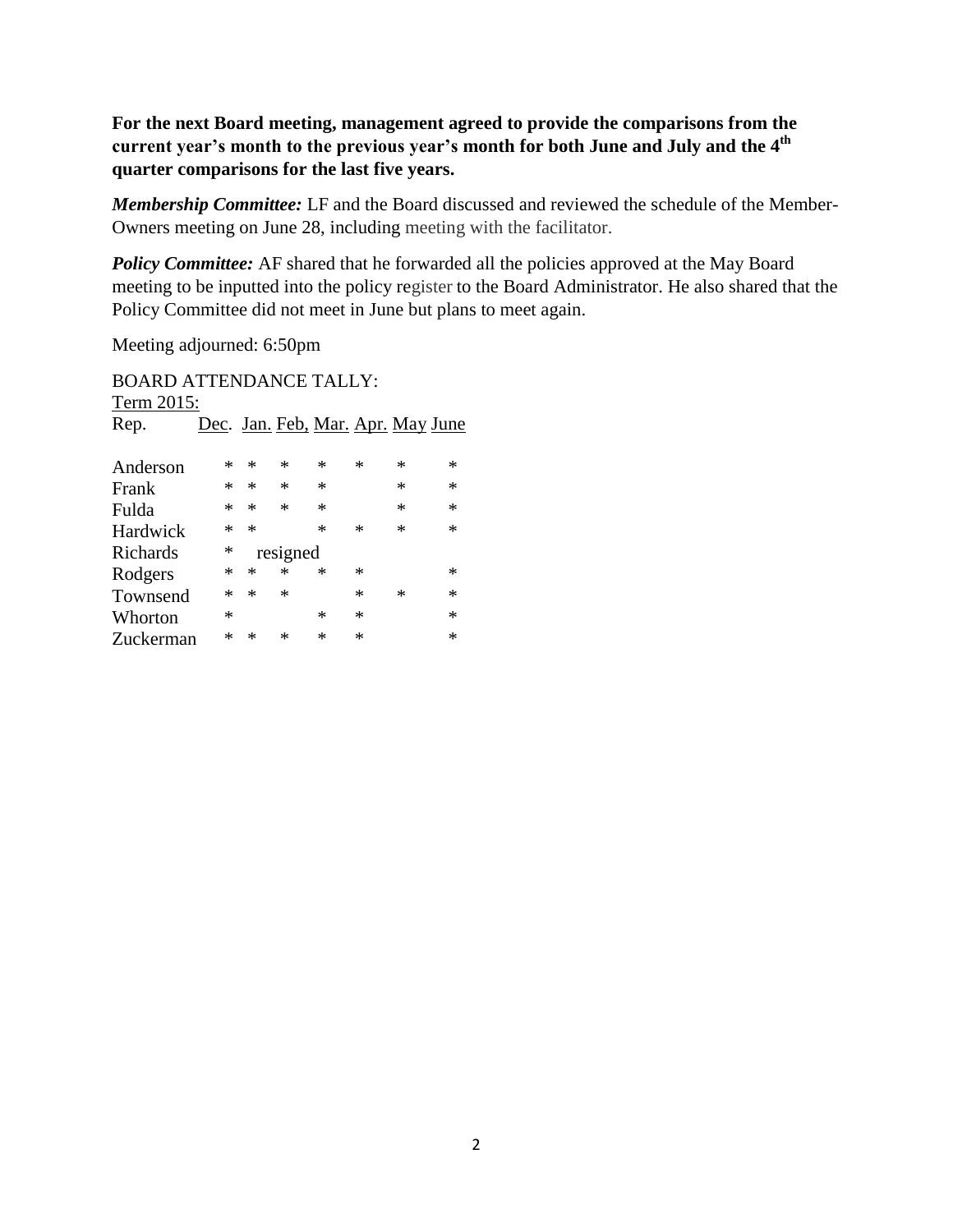**For the next Board meeting, management agreed to provide the comparisons from the current year's month to the previous year's month for both June and July and the 4th quarter comparisons for the last five years.**

***Membership Committee:*** LF and the Board discussed and reviewed the schedule of the Member-Owners meeting on June 28, including meeting with the facilitator.

***Policy Committee:*** AF shared that he forwarded all the policies approved at the May Board meeting to be inputted into the policy register to the Board Administrator. He also shared that the Policy Committee did not meet in June but plans to meet again.

Meeting adjourned: 6:50pm

BOARD ATTENDANCE TALLY:

Term 2015:

| Rep. | Dec. | Jan. | Feb. | Mar. | Apr. | May | June |
|---|---|---|---|---|---|---|---|
| Anderson | * | * | * | * | * | * | * |
| Frank | * | * | * | * | | * | * |
| Fulda | * | * | * | * | | * | * |
| Hardwick | * | * | | * | * | * | * |
| Richards | * | resigned | | | | | |
| Rodgers | * | * | * | * | * | | * |
| Townsend | * | * | * | | * | * | * |
| Whorton | * | | | * | * | | * |
| Zuckerman | * | * | * | * | * | | * |